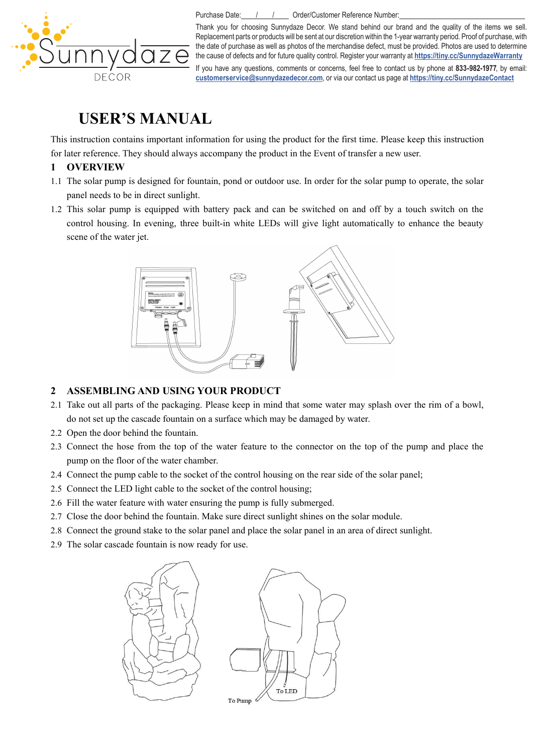Purchase Date:____/____/____ Order/Customer Reference Number:____________________________

Thank you for choosing Sunnydaze Decor. We stand behind our brand and the quality of the items we sell. Replacement parts or products will be sent at our discretion within the 1-year warranty period. Proof of purchase, with the date of purchase as well as photos of the merchandise defect, must be provided. Photos are used to determine the cause of defects and for future quality control. Register your warranty at **https://tiny.cc/SunnydazeWarranty**

If you have any questions, comments or concerns, feel free to contact us by phone at **833-982-1977**, by email: **customerservice@sunnydazedecor.com**, or via our contact us page at **https://tiny.cc/SunnydazeContact**

# USER'S MANUAL

This instruction contains important information for using the product for the first time. Please keep this instruction for later reference. They should always accompany the product in the Event of transfer a new user.

## 1 OVERVIEW

1.1 The solar pump is designed for fountain, pond or outdoor use. In order for the solar pump to operate, the solar panel needs to be in direct sunlight.

1.2 This solar pump is equipped with battery pack and can be switched on and off by a touch switch on the control housing. In evening, three built-in white LEDs will give light automatically to enhance the beauty scene of the water jet.

## 2 ASSEMBLING AND USING YOUR PRODUCT

2.1 Take out all parts of the packaging. Please keep in mind that some water may splash over the rim of a bowl, do not set up the cascade fountain on a surface which may be damaged by water.

2.2 Open the door behind the fountain.

2.3 Connect the hose from the top of the water feature to the connector on the top of the pump and place the pump on the floor of the water chamber.

2.4 Connect the pump cable to the socket of the control housing on the rear side of the solar panel;

2.5 Connect the LED light cable to the socket of the control housing;

2.6 Fill the water feature with water ensuring the pump is fully submerged.

2.7 Close the door behind the fountain. Make sure direct sunlight shines on the solar module.

2.8 Connect the ground stake to the solar panel and place the solar panel in an area of direct sunlight.

2.9 The solar cascade fountain is now ready for use.

To LED

To Pump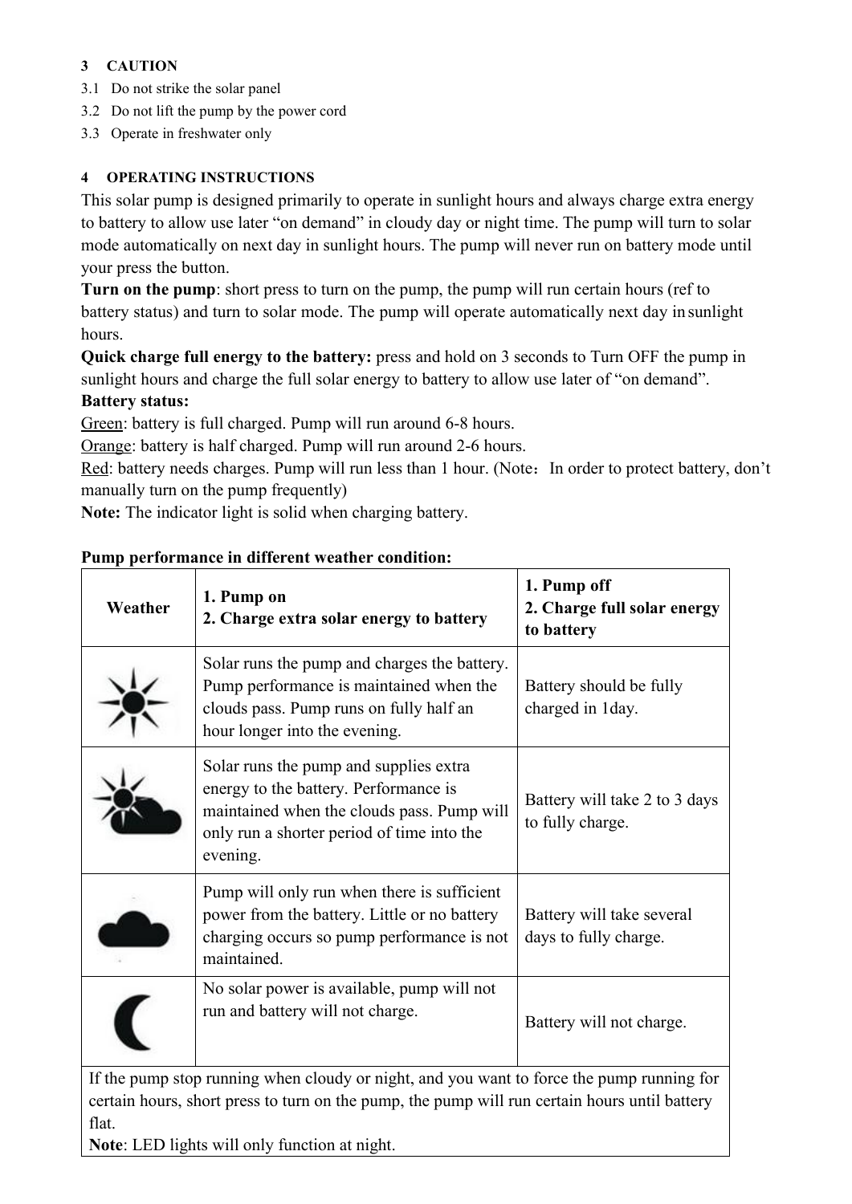## 3 CAUTION

3.1 Do not strike the solar panel

3.2 Do not lift the pump by the power cord

3.3 Operate in freshwater only

## 4 OPERATING INSTRUCTIONS

This solar pump is designed primarily to operate in sunlight hours and always charge extra energy to battery to allow use later "on demand" in cloudy day or night time. The pump will turn to solar mode automatically on next day in sunlight hours. The pump will never run on battery mode until your press the button.

**Turn on the pump**: short press to turn on the pump, the pump will run certain hours (ref to battery status) and turn to solar mode. The pump will operate automatically next day in sunlight hours.

**Quick charge full energy to the battery:** press and hold on 3 seconds to Turn OFF the pump in sunlight hours and charge the full solar energy to battery to allow use later of "on demand".

**Battery status:**

Green: battery is full charged. Pump will run around 6-8 hours.

Orange: battery is half charged. Pump will run around 2-6 hours.

Red: battery needs charges. Pump will run less than 1 hour. (Note：In order to protect battery, don't manually turn on the pump frequently)

**Note:** The indicator light is solid when charging battery.

**Pump performance in different weather condition:**

| Weather | 1. Pump on<br>2. Charge extra solar energy to battery | 1. Pump off<br>2. Charge full solar energy to battery |
|---|---|---|
| (Sunny) | Solar runs the pump and charges the battery. Pump performance is maintained when the clouds pass. Pump runs on fully half an hour longer into the evening. | Battery should be fully charged in 1day. |
| (Partly cloudy) | Solar runs the pump and supplies extra energy to the battery. Performance is maintained when the clouds pass. Pump will only run a shorter period of time into the evening. | Battery will take 2 to 3 days to fully charge. |
| (Cloudy) | Pump will only run when there is sufficient power from the battery. Little or no battery charging occurs so pump performance is not maintained. | Battery will take several days to fully charge. |
| (Night) | No solar power is available, pump will not run and battery will not charge. | Battery will not charge. |
| If the pump stop running when cloudy or night, and you want to force the pump running for certain hours, short press to turn on the pump, the pump will run certain hours until battery flat.<br>**Note**: LED lights will only function at night. | | |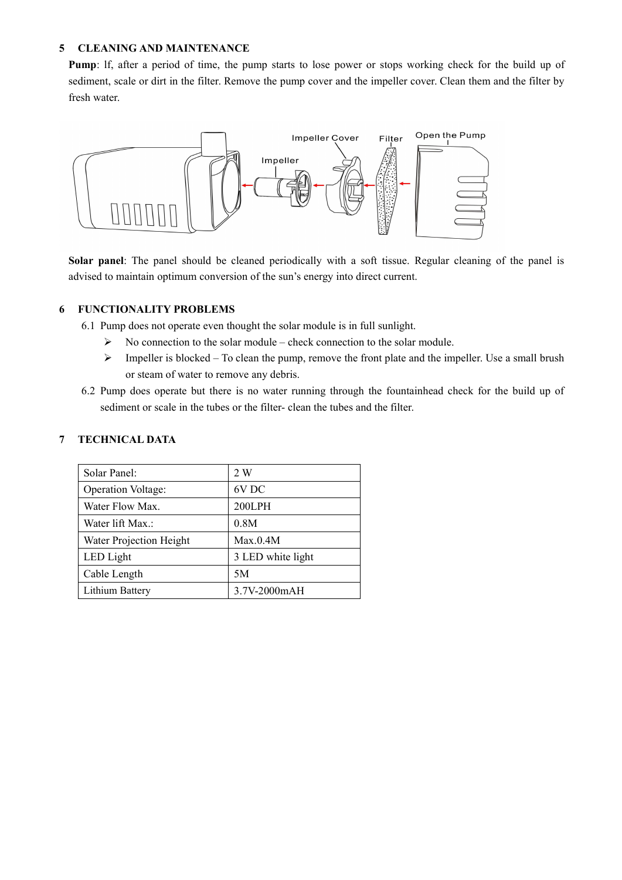## 5 CLEANING AND MAINTENANCE

**Pump**: lf, after a period of time, the pump starts to lose power or stops working check for the build up of sediment, scale or dirt in the filter. Remove the pump cover and the impeller cover. Clean them and the filter by fresh water.

Impeller Cover
Filter
Open the Pump
Impeller

**Solar panel**: The panel should be cleaned periodically with a soft tissue. Regular cleaning of the panel is advised to maintain optimum conversion of the sun's energy into direct current.

## 6 FUNCTIONALITY PROBLEMS

6.1 Pump does not operate even thought the solar module is in full sunlight.

- No connection to the solar module – check connection to the solar module.
- Impeller is blocked – To clean the pump, remove the front plate and the impeller. Use a small brush or steam of water to remove any debris.

6.2 Pump does operate but there is no water running through the fountainhead check for the build up of sediment or scale in the tubes or the filter- clean the tubes and the filter.

## 7 TECHNICAL DATA

| | |
|---|---|
| Solar Panel: | 2 W |
| Operation Voltage: | 6V DC |
| Water Flow Max. | 200LPH |
| Water lift Max.: | 0.8M |
| Water Projection Height | Max.0.4M |
| LED Light | 3 LED white light |
| Cable Length | 5M |
| Lithium Battery | 3.7V-2000mAH |